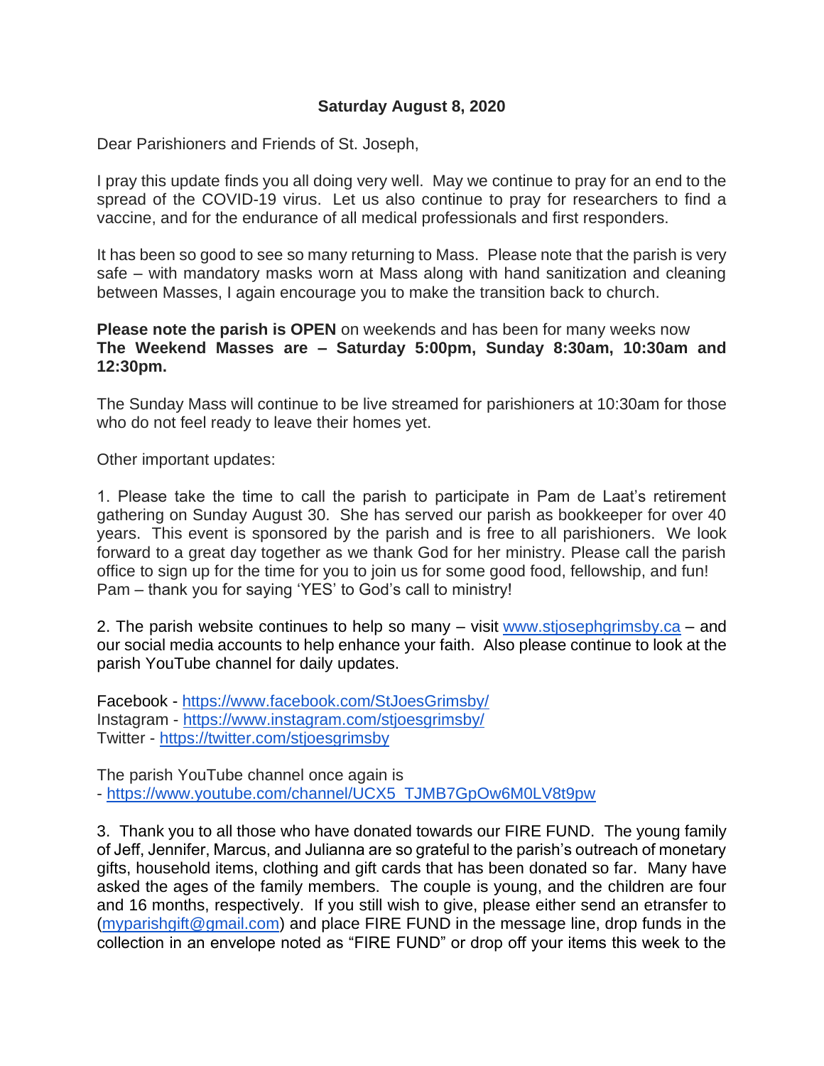**Saturday August 8, 2020**

Dear Parishioners and Friends of St. Joseph,

I pray this update finds you all doing very well. May we continue to pray for an end to the spread of the COVID-19 virus. Let us also continue to pray for researchers to find a vaccine, and for the endurance of all medical professionals and first responders.

It has been so good to see so many returning to Mass. Please note that the parish is very safe – with mandatory masks worn at Mass along with hand sanitization and cleaning between Masses, I again encourage you to make the transition back to church.

**Please note the parish is OPEN** on weekends and has been for many weeks now
**The Weekend Masses are – Saturday 5:00pm, Sunday 8:30am, 10:30am and 12:30pm.**

The Sunday Mass will continue to be live streamed for parishioners at 10:30am for those who do not feel ready to leave their homes yet.

Other important updates:

1. Please take the time to call the parish to participate in Pam de Laat's retirement gathering on Sunday August 30. She has served our parish as bookkeeper for over 40 years. This event is sponsored by the parish and is free to all parishioners. We look forward to a great day together as we thank God for her ministry. Please call the parish office to sign up for the time for you to join us for some good food, fellowship, and fun! Pam – thank you for saying 'YES' to God's call to ministry!

2. The parish website continues to help so many – visit [www.stjosephgrimsby.ca](www.stjosephgrimsby.ca) – and our social media accounts to help enhance your faith. Also please continue to look at the parish YouTube channel for daily updates.

Facebook - [https://www.facebook.com/StJoesGrimsby/](https://www.facebook.com/StJoesGrimsby/)
Instagram - [https://www.instagram.com/stjoesgrimsby/](https://www.instagram.com/stjoesgrimsby/)
Twitter - [https://twitter.com/stjoesgrimsby](https://twitter.com/stjoesgrimsby)

The parish YouTube channel once again is
- [https://www.youtube.com/channel/UCX5_TJMB7GpOw6M0LV8t9pw](https://www.youtube.com/channel/UCX5_TJMB7GpOw6M0LV8t9pw)

3. Thank you to all those who have donated towards our FIRE FUND. The young family of Jeff, Jennifer, Marcus, and Julianna are so grateful to the parish's outreach of monetary gifts, household items, clothing and gift cards that has been donated so far. Many have asked the ages of the family members. The couple is young, and the children are four and 16 months, respectively. If you still wish to give, please either send an etransfer to ([myparishgift@gmail.com](mailto:myparishgift@gmail.com)) and place FIRE FUND in the message line, drop funds in the collection in an envelope noted as "FIRE FUND" or drop off your items this week to the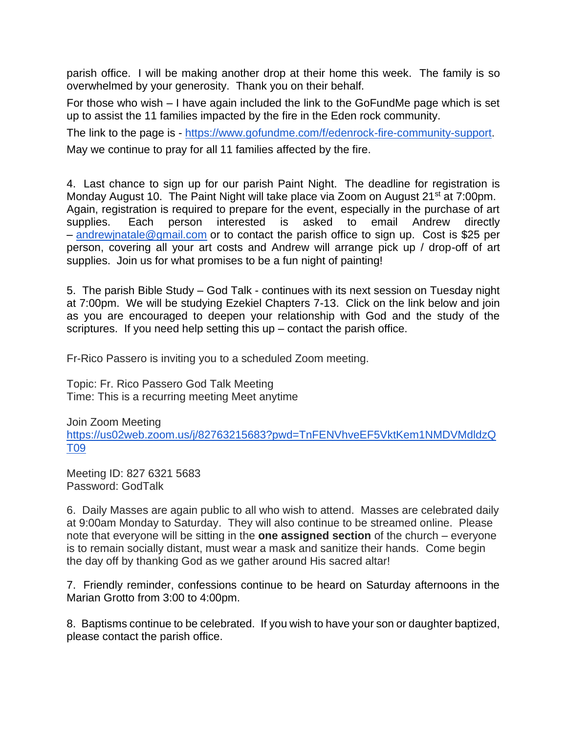parish office. I will be making another drop at their home this week. The family is so overwhelmed by your generosity. Thank you on their behalf.

For those who wish – I have again included the link to the GoFundMe page which is set up to assist the 11 families impacted by the fire in the Eden rock community.

The link to the page is - https://www.gofundme.com/f/edenrock-fire-community-support.

May we continue to pray for all 11 families affected by the fire.

4. Last chance to sign up for our parish Paint Night. The deadline for registration is Monday August 10. The Paint Night will take place via Zoom on August 21st at 7:00pm. Again, registration is required to prepare for the event, especially in the purchase of art supplies. Each person interested is asked to email Andrew directly – andrewjnatale@gmail.com or to contact the parish office to sign up. Cost is $25 per person, covering all your art costs and Andrew will arrange pick up / drop-off of art supplies. Join us for what promises to be a fun night of painting!

5. The parish Bible Study – God Talk - continues with its next session on Tuesday night at 7:00pm. We will be studying Ezekiel Chapters 7-13. Click on the link below and join as you are encouraged to deepen your relationship with God and the study of the scriptures. If you need help setting this up – contact the parish office.

Fr-Rico Passero is inviting you to a scheduled Zoom meeting.

Topic: Fr. Rico Passero God Talk Meeting
Time: This is a recurring meeting Meet anytime

Join Zoom Meeting
https://us02web.zoom.us/j/82763215683?pwd=TnFENVhveEF5VktKem1NMDVMdldzQT09

Meeting ID: 827 6321 5683
Password: GodTalk

6. Daily Masses are again public to all who wish to attend. Masses are celebrated daily at 9:00am Monday to Saturday. They will also continue to be streamed online. Please note that everyone will be sitting in the **one assigned section** of the church – everyone is to remain socially distant, must wear a mask and sanitize their hands. Come begin the day off by thanking God as we gather around His sacred altar!

7. Friendly reminder, confessions continue to be heard on Saturday afternoons in the Marian Grotto from 3:00 to 4:00pm.

8. Baptisms continue to be celebrated. If you wish to have your son or daughter baptized, please contact the parish office.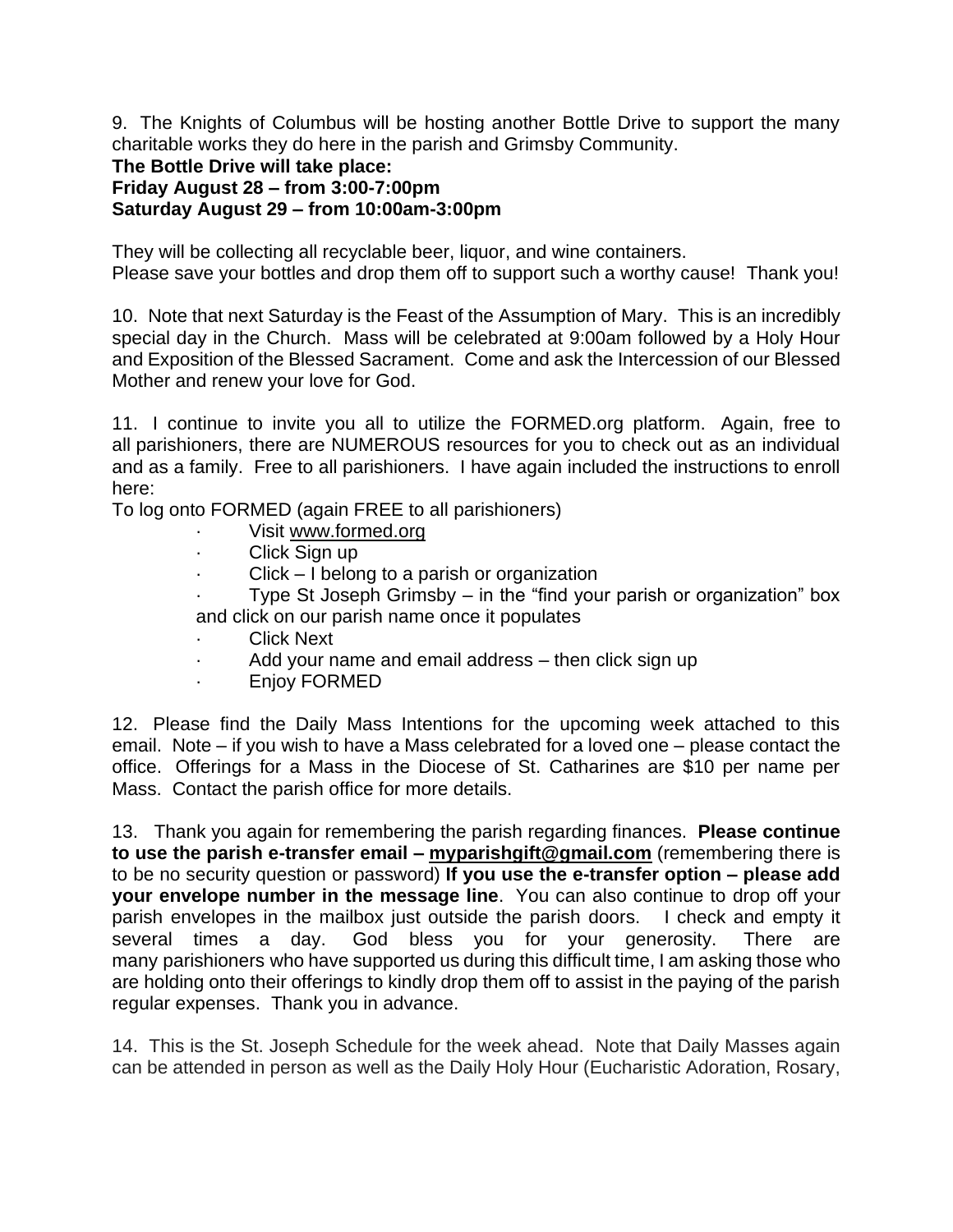9. The Knights of Columbus will be hosting another Bottle Drive to support the many charitable works they do here in the parish and Grimsby Community.

**The Bottle Drive will take place:**
**Friday August 28 – from 3:00-7:00pm**
**Saturday August 29 – from 10:00am-3:00pm**

They will be collecting all recyclable beer, liquor, and wine containers.
Please save your bottles and drop them off to support such a worthy cause! Thank you!

10. Note that next Saturday is the Feast of the Assumption of Mary. This is an incredibly special day in the Church. Mass will be celebrated at 9:00am followed by a Holy Hour and Exposition of the Blessed Sacrament. Come and ask the Intercession of our Blessed Mother and renew your love for God.

11. I continue to invite you all to utilize the FORMED.org platform. Again, free to all parishioners, there are NUMEROUS resources for you to check out as an individual and as a family. Free to all parishioners. I have again included the instructions to enroll here:

To log onto FORMED (again FREE to all parishioners)

- Visit www.formed.org
- Click Sign up
- Click – I belong to a parish or organization
- Type St Joseph Grimsby – in the "find your parish or organization" box and click on our parish name once it populates
- Click Next
- Add your name and email address – then click sign up
- Enjoy FORMED

12. Please find the Daily Mass Intentions for the upcoming week attached to this email. Note – if you wish to have a Mass celebrated for a loved one – please contact the office. Offerings for a Mass in the Diocese of St. Catharines are $10 per name per Mass. Contact the parish office for more details.

13. Thank you again for remembering the parish regarding finances. **Please continue to use the parish e-transfer email – myparishgift@gmail.com** (remembering there is to be no security question or password) **If you use the e-transfer option – please add your envelope number in the message line**. You can also continue to drop off your parish envelopes in the mailbox just outside the parish doors. I check and empty it several times a day. God bless you for your generosity. There are many parishioners who have supported us during this difficult time, I am asking those who are holding onto their offerings to kindly drop them off to assist in the paying of the parish regular expenses. Thank you in advance.

14. This is the St. Joseph Schedule for the week ahead. Note that Daily Masses again can be attended in person as well as the Daily Holy Hour (Eucharistic Adoration, Rosary,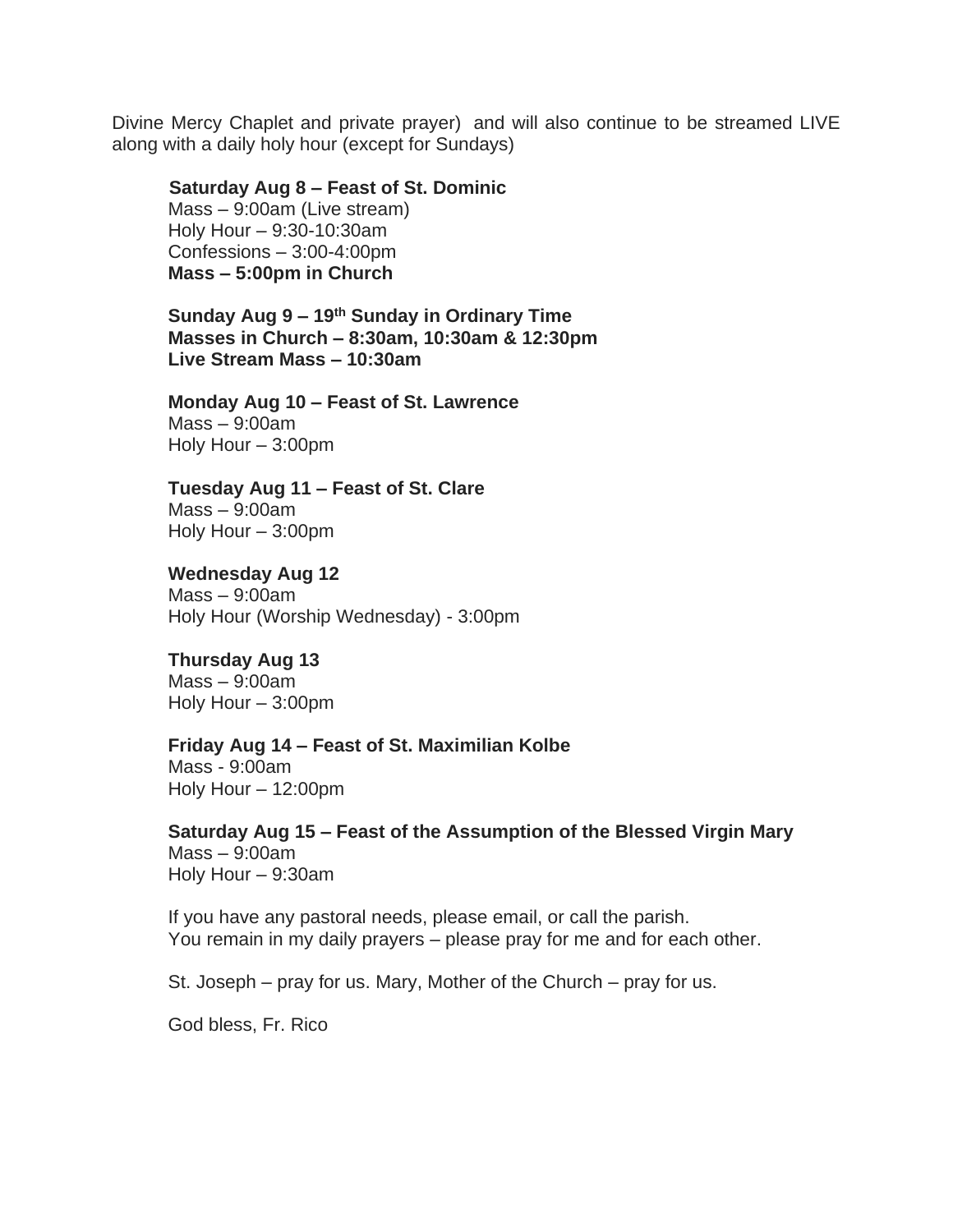Divine Mercy Chaplet and private prayer) and will also continue to be streamed LIVE along with a daily holy hour (except for Sundays)

**Saturday Aug 8 – Feast of St. Dominic**
Mass – 9:00am (Live stream)
Holy Hour – 9:30-10:30am
Confessions – 3:00-4:00pm
**Mass – 5:00pm in Church**

**Sunday Aug 9 – 19th Sunday in Ordinary Time**
**Masses in Church – 8:30am, 10:30am & 12:30pm**
**Live Stream Mass – 10:30am**

**Monday Aug 10 – Feast of St. Lawrence**
Mass – 9:00am
Holy Hour – 3:00pm

**Tuesday Aug 11 – Feast of St. Clare**
Mass – 9:00am
Holy Hour – 3:00pm

**Wednesday Aug 12**
Mass – 9:00am
Holy Hour (Worship Wednesday) - 3:00pm

**Thursday Aug 13**
Mass – 9:00am
Holy Hour – 3:00pm

**Friday Aug 14 – Feast of St. Maximilian Kolbe**
Mass - 9:00am
Holy Hour – 12:00pm

**Saturday Aug 15 – Feast of the Assumption of the Blessed Virgin Mary**
Mass – 9:00am
Holy Hour – 9:30am

If you have any pastoral needs, please email, or call the parish.
You remain in my daily prayers – please pray for me and for each other.

St. Joseph – pray for us. Mary, Mother of the Church – pray for us.

God bless, Fr. Rico